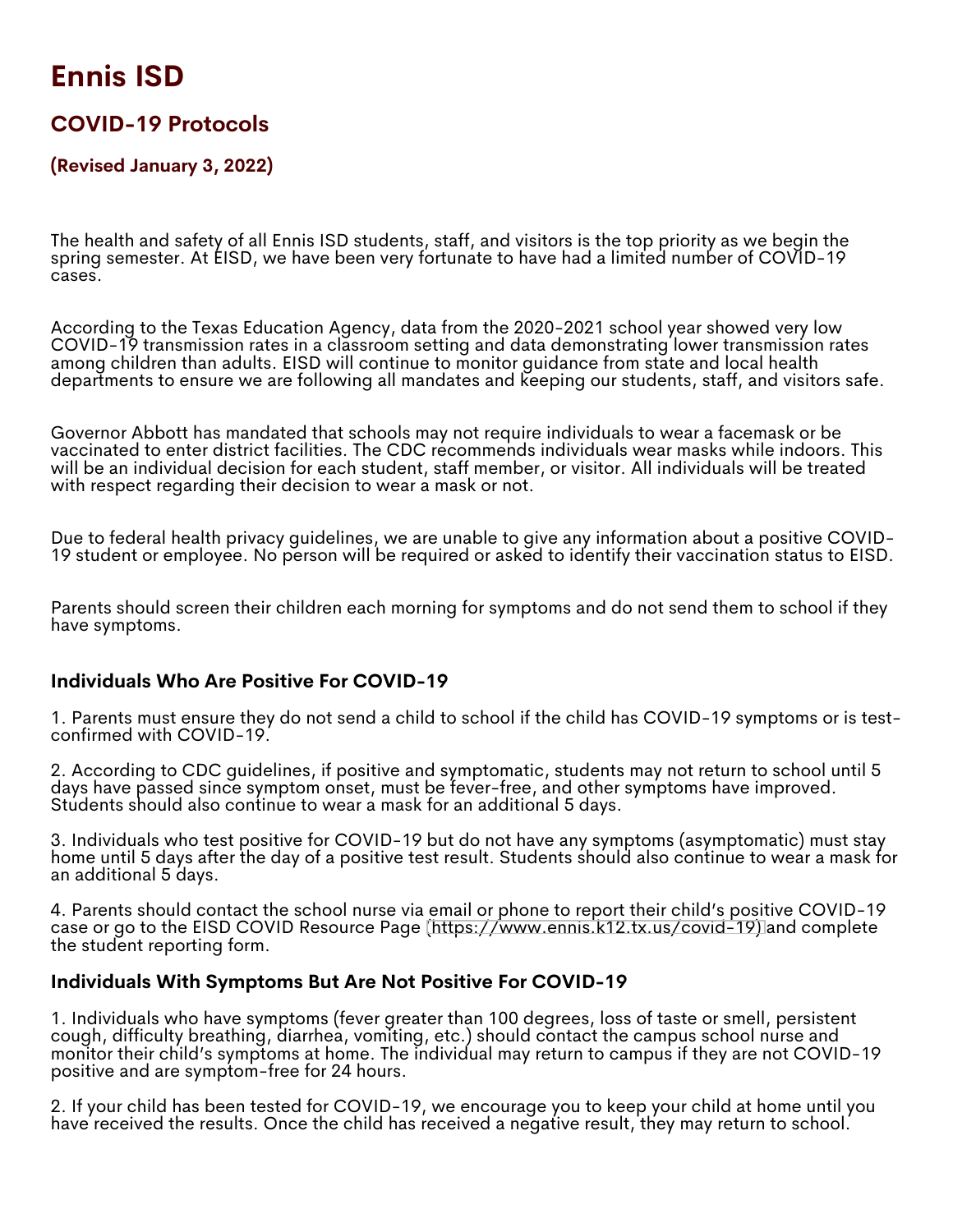# Ennis ISD

## COVID-19 Protocols

### (Revised January 3, 2022)

The health and safety of all Ennis ISD students, staff, and visitors is the top priority as we begin the spring semester. At EISD, we have been very fortunate to have had a limited number of COVID-19 cases.

According to the Texas Education Agency, data from the 2020-2021 school year showed very low COVID-19 transmission rates in a classroom setting and data demonstrating lower transmission rates among children than adults. EISD will continue to monitor guidance from state and local health departments to ensure we are following all mandates and keeping our students, staff, and visitors safe.

Governor Abbott has mandated that schools may not require individuals to wear a facemask or be vaccinated to enter district facilities. The CDC recommends individuals wear masks while indoors. This will be an individual decision for each student, staff member, or visitor. All individuals will be treated with respect regarding their decision to wear a mask or not.

Due to federal health privacy guidelines, we are unable to give any information about a positive COVID-19 student or employee. No person will be required or asked to identify their vaccination status to EISD.

Parents should screen their children each morning for symptoms and do not send them to school if they have symptoms.

### Individuals Who Are Positive For COVID-19

1. Parents must ensure they do not send a child to school if the child has COVID-19 symptoms or is test-confirmed with COVID-19.

2. According to CDC guidelines, if positive and symptomatic, students may not return to school until 5 days have passed since symptom onset, must be fever-free, and other symptoms have improved. Students should also continue to wear a mask for an additional 5 days.

3. Individuals who test positive for COVID-19 but do not have any symptoms (asymptomatic) must stay home until 5 days after the day of a positive test result. Students should also continue to wear a mask for an additional 5 days.

4. Parents should contact the school nurse via email or phone to report their child's positive COVID-19 case or go to the EISD COVID Resource Page (https://www.ennis.k12.tx.us/covid-19) and complete the student reporting form.

### Individuals With Symptoms But Are Not Positive For COVID-19

1. Individuals who have symptoms (fever greater than 100 degrees, loss of taste or smell, persistent cough, difficulty breathing, diarrhea, vomiting, etc.) should contact the campus school nurse and monitor their child's symptoms at home. The individual may return to campus if they are not COVID-19 positive and are symptom-free for 24 hours.

2. If your child has been tested for COVID-19, we encourage you to keep your child at home until you have received the results. Once the child has received a negative result, they may return to school.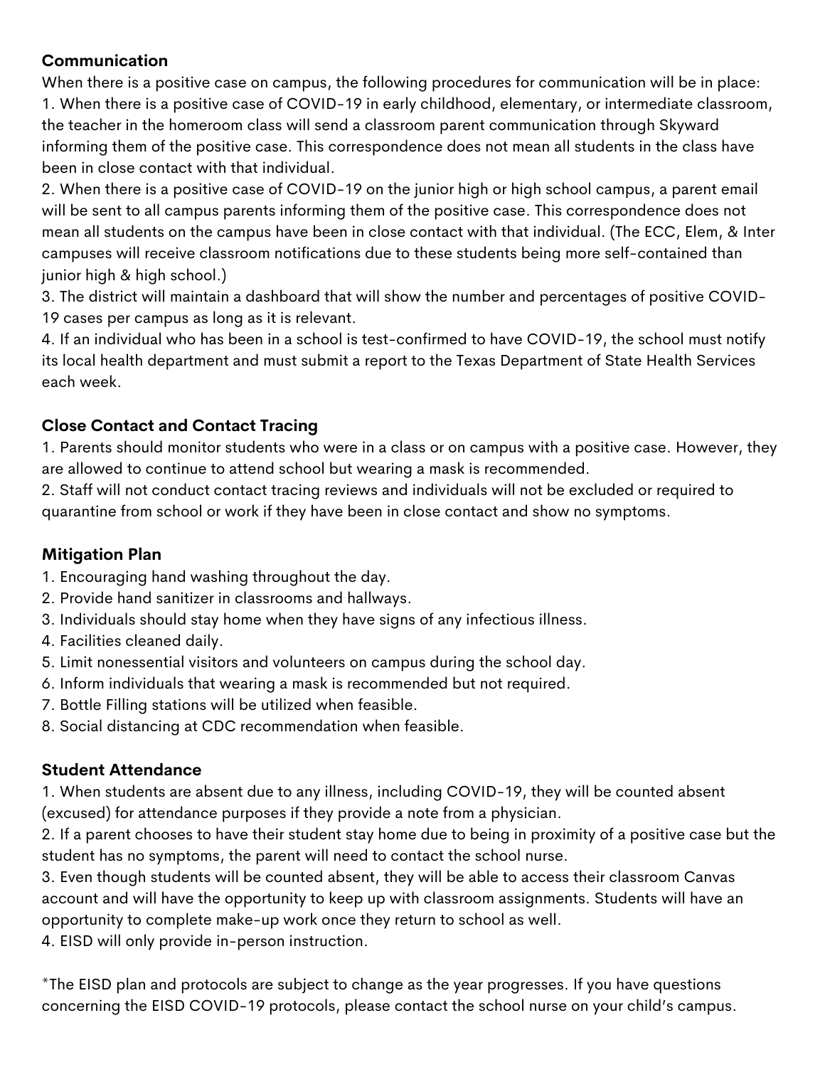**Communication**

When there is a positive case on campus, the following procedures for communication will be in place:

1. When there is a positive case of COVID-19 in early childhood, elementary, or intermediate classroom, the teacher in the homeroom class will send a classroom parent communication through Skyward informing them of the positive case. This correspondence does not mean all students in the class have been in close contact with that individual.
2. When there is a positive case of COVID-19 on the junior high or high school campus, a parent email will be sent to all campus parents informing them of the positive case. This correspondence does not mean all students on the campus have been in close contact with that individual. (The ECC, Elem, & Inter campuses will receive classroom notifications due to these students being more self-contained than junior high & high school.)
3. The district will maintain a dashboard that will show the number and percentages of positive COVID-19 cases per campus as long as it is relevant.
4. If an individual who has been in a school is test-confirmed to have COVID-19, the school must notify its local health department and must submit a report to the Texas Department of State Health Services each week.

**Close Contact and Contact Tracing**

1. Parents should monitor students who were in a class or on campus with a positive case. However, they are allowed to continue to attend school but wearing a mask is recommended.
2. Staff will not conduct contact tracing reviews and individuals will not be excluded or required to quarantine from school or work if they have been in close contact and show no symptoms.

**Mitigation Plan**

1. Encouraging hand washing throughout the day.
2. Provide hand sanitizer in classrooms and hallways.
3. Individuals should stay home when they have signs of any infectious illness.
4. Facilities cleaned daily.
5. Limit nonessential visitors and volunteers on campus during the school day.
6. Inform individuals that wearing a mask is recommended but not required.
7. Bottle Filling stations will be utilized when feasible.
8. Social distancing at CDC recommendation when feasible.

**Student Attendance**

1. When students are absent due to any illness, including COVID-19, they will be counted absent (excused) for attendance purposes if they provide a note from a physician.
2. If a parent chooses to have their student stay home due to being in proximity of a positive case but the student has no symptoms, the parent will need to contact the school nurse.
3. Even though students will be counted absent, they will be able to access their classroom Canvas account and will have the opportunity to keep up with classroom assignments. Students will have an opportunity to complete make-up work once they return to school as well.
4. EISD will only provide in-person instruction.

*The EISD plan and protocols are subject to change as the year progresses. If you have questions concerning the EISD COVID-19 protocols, please contact the school nurse on your child's campus.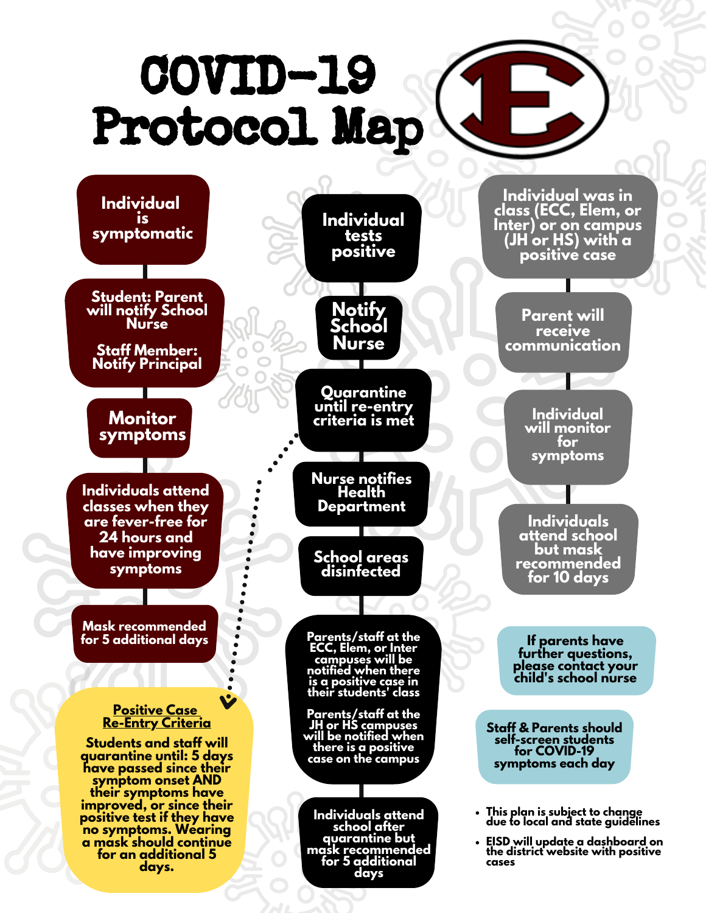# COVID-19 Protocol Map

## Individual is symptomatic

Student: Parent will notify School Nurse

Staff Member: Notify Principal

Monitor symptoms

Individuals attend classes when they are fever-free for 24 hours and have improving symptoms

Mask recommended for 5 additional days

### Positive Case Re-Entry Criteria

Students and staff will quarantine until: 5 days have passed since their symptom onset AND their symptoms have improved, or since their positive test if they have no symptoms. Wearing a mask should continue for an additional 5 days.

## Individual tests positive

Notify School Nurse

Quarantine until re-entry criteria is met

Nurse notifies Health Department

School areas disinfected

Parents/staff at the ECC, Elem, or Inter campuses will be notified when there is a positive case in their students' class

Parents/staff at the JH or HS campuses will be notified when there is a positive case on the campus

Individuals attend school after quarantine but mask recommended for 5 additional days

## Individual was in class (ECC, Elem, or Inter) or on campus (JH or HS) with a positive case

Parent will receive communication

Individual will monitor for symptoms

Individuals attend school but mask recommended for 10 days

If parents have further questions, please contact your child's school nurse

Staff & Parents should self-screen students for COVID-19 symptoms each day

- This plan is subject to change due to local and state guidelines
- EISD will update a dashboard on the district website with positive cases